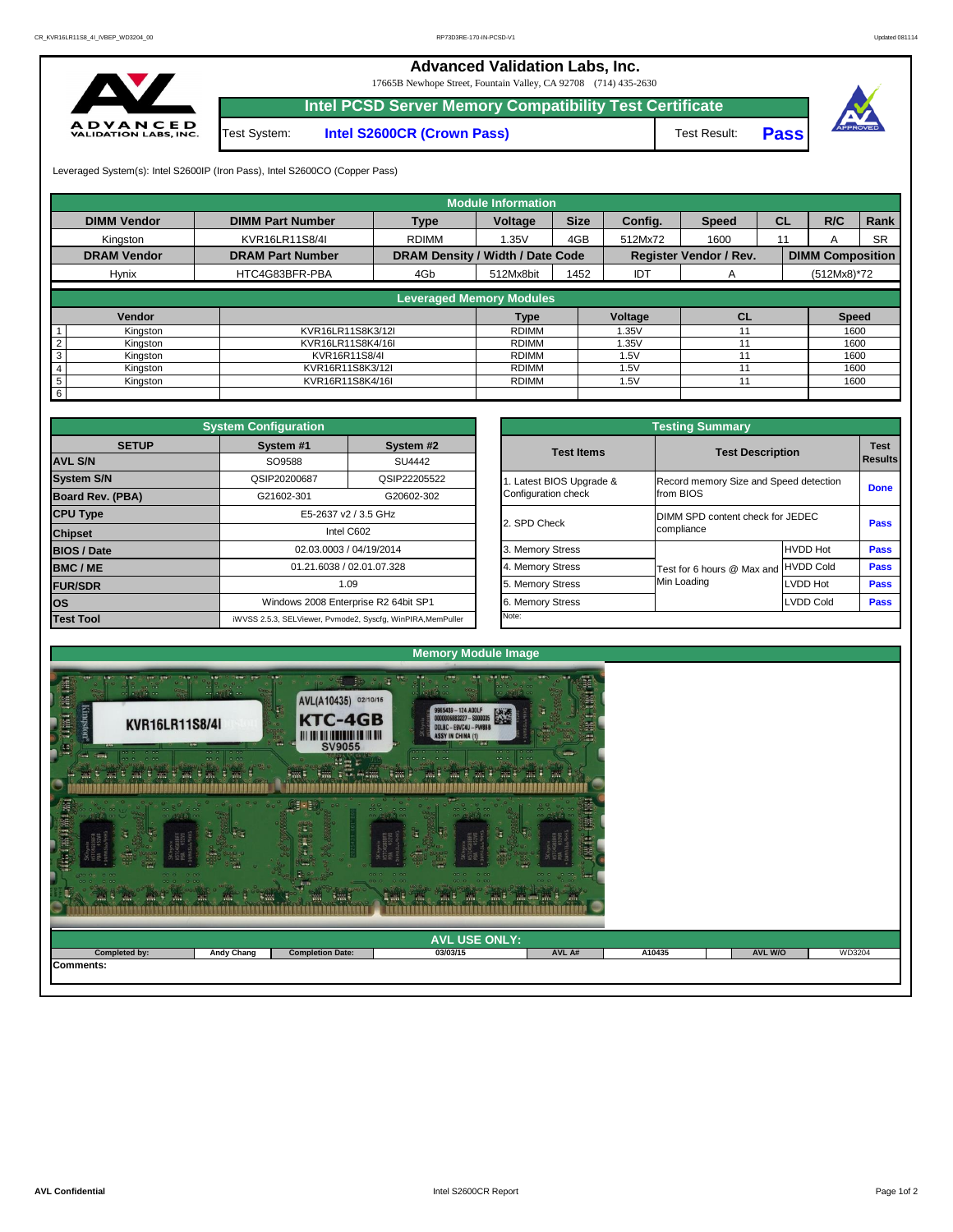# Advanced Validation Labs, Inc.

17665B Newhope Street, Fountain Valley, CA 92708 (714) 435-2630

## Intel PCSD Server Memory Compatibility Test Certificate

Test System: **Intel S2600CR (Crown Pass)** Test Result: **Pass**

Leveraged System(s): Intel S2600IP (Iron Pass), Intel S2600CO (Copper Pass)

### Module Information

| DIMM Vendor | DIMM Part Number | Type | Voltage | Size | Config. | Speed | CL | R/C | Rank |
|---|---|---|---|---|---|---|---|---|---|
| Kingston | KVR16LR11S8/4I | RDIMM | 1.35V | 4GB | 512Mx72 | 1600 | 11 | A | SR |
| **DRAM Vendor** | **DRAM Part Number** | **DRAM Density / Width / Date Code** | | | **Register Vendor / Rev.** | | | **DIMM Composition** | |
| Hynix | HTC4G83BFR-PBA | 4Gb | 512Mx8bit | 1452 | IDT | A | | (512Mx8)*72 | |

### Leveraged Memory Modules

| | Vendor | | Type | Voltage | CL | Speed |
|---|---|---|---|---|---|---|
| 1 | Kingston | KVR16LR11S8K3/12I | RDIMM | 1.35V | 11 | 1600 |
| 2 | Kingston | KVR16LR11S8K4/16I | RDIMM | 1.35V | 11 | 1600 |
| 3 | Kingston | KVR16R11S8/4I | RDIMM | 1.5V | 11 | 1600 |
| 4 | Kingston | KVR16R11S8K3/12I | RDIMM | 1.5V | 11 | 1600 |
| 5 | Kingston | KVR16R11S8K4/16I | RDIMM | 1.5V | 11 | 1600 |
| 6 | | | | | | |

### System Configuration

| SETUP | System #1 | System #2 |
|---|---|---|
| **AVL S/N** | SO9588 | SU4442 |
| **System S/N** | QSIP20200687 | QSIP22205522 |
| **Board Rev. (PBA)** | G21602-301 | G20602-302 |
| **CPU Type** | E5-2637 v2 / 3.5 GHz | |
| **Chipset** | Intel C602 | |
| **BIOS / Date** | 02.03.0003 / 04/19/2014 | |
| **BMC / ME** | 01.21.6038 / 02.01.07.328 | |
| **FUR/SDR** | 1.09 | |
| **OS** | Windows 2008 Enterprise R2 64bit SP1 | |
| **Test Tool** | iWVSS 2.5.3, SELViewer, Pvmode2, Syscfg, WinPIRA,MemPuller | |

### Testing Summary

| Test Items | Test Description | | Test Results |
|---|---|---|---|
| 1. Latest BIOS Upgrade & Configuration check | Record memory Size and Speed detection from BIOS | | Done |
| 2. SPD Check | DIMM SPD content check for JEDEC compliance | | Pass |
| 3. Memory Stress | Test for 6 hours @ Max and Min Loading | HVDD Hot | Pass |
| 4. Memory Stress | | HVDD Cold | Pass |
| 5. Memory Stress | | LVDD Hot | Pass |
| 6. Memory Stress | | LVDD Cold | Pass |

Note:

### Memory Module Image

### AVL USE ONLY:

| Completed by: | Andy Chang | Completion Date: | 03/03/15 | AVL A# | A10435 | AVL W/O | WD3204 |
|---|---|---|---|---|---|---|---|

**Comments:**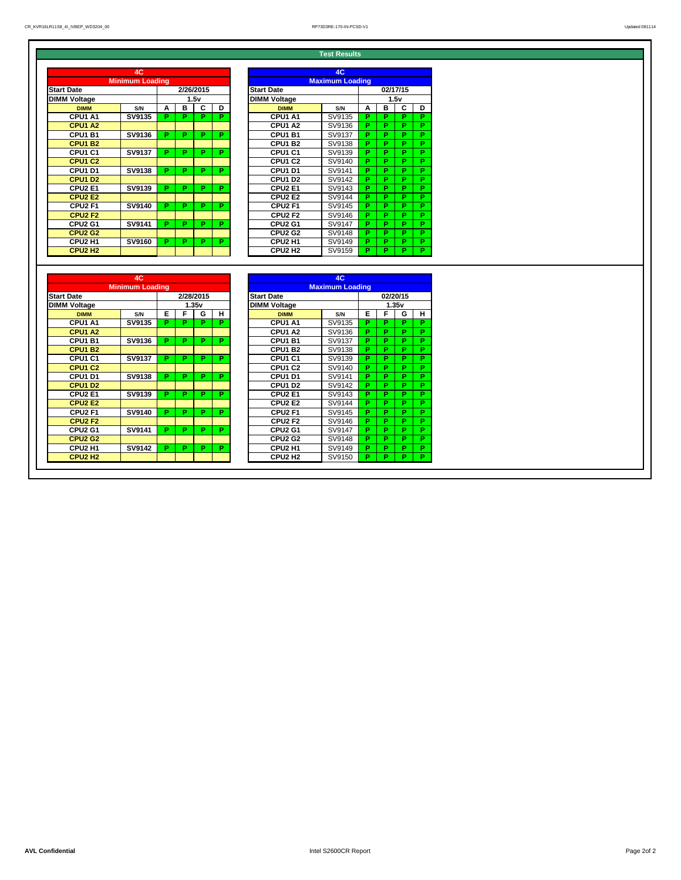## Test Results

| 4C Minimum Loading | | | | | |
|---|---|---|---|---|---|
| Start Date | | 2/26/2015 | | | |
| DIMM Voltage | | 1.5v | | | |
| DIMM | S/N | A | B | C | D |
| CPU1 A1 | SV9135 | P | P | P | P |
| CPU1 A2 | | | | | |
| CPU1 B1 | SV9136 | P | P | P | P |
| CPU1 B2 | | | | | |
| CPU1 C1 | SV9137 | P | P | P | P |
| CPU1 C2 | | | | | |
| CPU1 D1 | SV9138 | P | P | P | P |
| CPU1 D2 | | | | | |
| CPU2 E1 | SV9139 | P | P | P | P |
| CPU2 E2 | | | | | |
| CPU2 F1 | SV9140 | P | P | P | P |
| CPU2 F2 | | | | | |
| CPU2 G1 | SV9141 | P | P | P | P |
| CPU2 G2 | | | | | |
| CPU2 H1 | SV9160 | P | P | P | P |
| CPU2 H2 | | | | | |

| 4C Maximum Loading | | | | | |
|---|---|---|---|---|---|
| Start Date | | 02/17/15 | | | |
| DIMM Voltage | | 1.5v | | | |
| DIMM | S/N | A | B | C | D |
| CPU1 A1 | SV9135 | P | P | P | P |
| CPU1 A2 | SV9136 | P | P | P | P |
| CPU1 B1 | SV9137 | P | P | P | P |
| CPU1 B2 | SV9138 | P | P | P | P |
| CPU1 C1 | SV9139 | P | P | P | P |
| CPU1 C2 | SV9140 | P | P | P | P |
| CPU1 D1 | SV9141 | P | P | P | P |
| CPU1 D2 | SV9142 | P | P | P | P |
| CPU2 E1 | SV9143 | P | P | P | P |
| CPU2 E2 | SV9144 | P | P | P | P |
| CPU2 F1 | SV9145 | P | P | P | P |
| CPU2 F2 | SV9146 | P | P | P | P |
| CPU2 G1 | SV9147 | P | P | P | P |
| CPU2 G2 | SV9148 | P | P | P | P |
| CPU2 H1 | SV9149 | P | P | P | P |
| CPU2 H2 | SV9159 | P | P | P | P |

| 4C Minimum Loading | | | | | |
|---|---|---|---|---|---|
| Start Date | | 2/28/2015 | | | |
| DIMM Voltage | | 1.35v | | | |
| DIMM | S/N | E | F | G | H |
| CPU1 A1 | SV9135 | P | P | P | P |
| CPU1 A2 | | | | | |
| CPU1 B1 | SV9136 | P | P | P | P |
| CPU1 B2 | | | | | |
| CPU1 C1 | SV9137 | P | P | P | P |
| CPU1 C2 | | | | | |
| CPU1 D1 | SV9138 | P | P | P | P |
| CPU1 D2 | | | | | |
| CPU2 E1 | SV9139 | P | P | P | P |
| CPU2 E2 | | | | | |
| CPU2 F1 | SV9140 | P | P | P | P |
| CPU2 F2 | | | | | |
| CPU2 G1 | SV9141 | P | P | P | P |
| CPU2 G2 | | | | | |
| CPU2 H1 | SV9142 | P | P | P | P |
| CPU2 H2 | | | | | |

| 4C Maximum Loading | | | | | |
|---|---|---|---|---|---|
| Start Date | | 02/20/15 | | | |
| DIMM Voltage | | 1.35v | | | |
| DIMM | S/N | E | F | G | H |
| CPU1 A1 | SV9135 | P | P | P | P |
| CPU1 A2 | SV9136 | P | P | P | P |
| CPU1 B1 | SV9137 | P | P | P | P |
| CPU1 B2 | SV9138 | P | P | P | P |
| CPU1 C1 | SV9139 | P | P | P | P |
| CPU1 C2 | SV9140 | P | P | P | P |
| CPU1 D1 | SV9141 | P | P | P | P |
| CPU1 D2 | SV9142 | P | P | P | P |
| CPU2 E1 | SV9143 | P | P | P | P |
| CPU2 E2 | SV9144 | P | P | P | P |
| CPU2 F1 | SV9145 | P | P | P | P |
| CPU2 F2 | SV9146 | P | P | P | P |
| CPU2 G1 | SV9147 | P | P | P | P |
| CPU2 G2 | SV9148 | P | P | P | P |
| CPU2 H1 | SV9149 | P | P | P | P |
| CPU2 H2 | SV9150 | P | P | P | P |